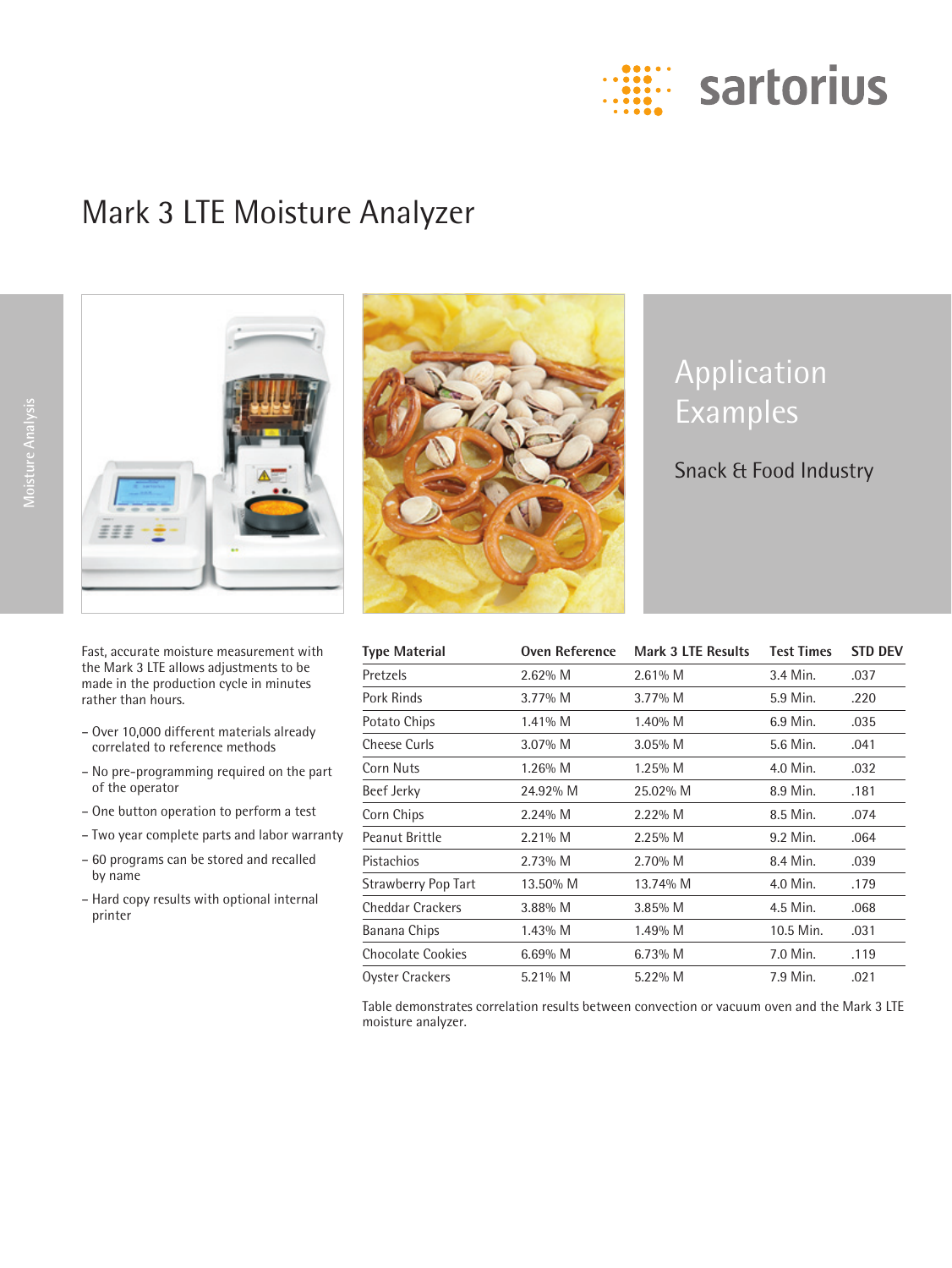sartorius

# Mark 3 LTE Moisture Analyzer

Moisture Analysis

## Application Examples

### Snack & Food Industry

Fast, accurate moisture measurement with the Mark 3 LTE allows adjustments to be made in the production cycle in minutes rather than hours.

- Over 10,000 different materials already correlated to reference methods
- No pre-programming required on the part of the operator
- One button operation to perform a test
- Two year complete parts and labor warranty
- 60 programs can be stored and recalled by name
- Hard copy results with optional internal printer

| Type Material | Oven Reference | Mark 3 LTE Results | Test Times | STD DEV |
|---|---|---|---|---|
| Pretzels | 2.62% M | 2.61% M | 3.4 Min. | .037 |
| Pork Rinds | 3.77% M | 3.77% M | 5.9 Min. | .220 |
| Potato Chips | 1.41% M | 1.40% M | 6.9 Min. | .035 |
| Cheese Curls | 3.07% M | 3.05% M | 5.6 Min. | .041 |
| Corn Nuts | 1.26% M | 1.25% M | 4.0 Min. | .032 |
| Beef Jerky | 24.92% M | 25.02% M | 8.9 Min. | .181 |
| Corn Chips | 2.24% M | 2.22% M | 8.5 Min. | .074 |
| Peanut Brittle | 2.21% M | 2.25% M | 9.2 Min. | .064 |
| Pistachios | 2.73% M | 2.70% M | 8.4 Min. | .039 |
| Strawberry Pop Tart | 13.50% M | 13.74% M | 4.0 Min. | .179 |
| Cheddar Crackers | 3.88% M | 3.85% M | 4.5 Min. | .068 |
| Banana Chips | 1.43% M | 1.49% M | 10.5 Min. | .031 |
| Chocolate Cookies | 6.69% M | 6.73% M | 7.0 Min. | .119 |
| Oyster Crackers | 5.21% M | 5.22% M | 7.9 Min. | .021 |

Table demonstrates correlation results between convection or vacuum oven and the Mark 3 LTE moisture analyzer.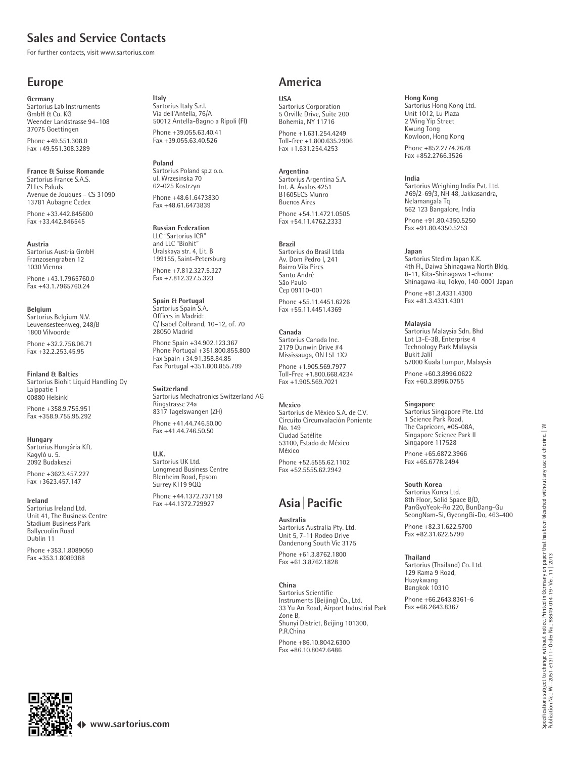# Sales and Service Contacts

For further contacts, visit www.sartorius.com

## Europe

**Germany**
Sartorius Lab Instruments
GmbH & Co. KG
Weender Landstrasse 94–108
37075 Goettingen

Phone +49.551.308.0
Fax +49.551.308.3289

**France & Suisse Romande**
Sartorius France S.A.S.
ZI Les Paluds
Avenue de Jouques – CS 31090
13781 Aubagne Cedex

Phone +33.442.845600
Fax +33.442.846545

**Austria**
Sartorius Austria GmbH
Franzosengraben 12
1030 Vienna

Phone +43.1.7965760.0
Fax +43.1.7965760.24

**Belgium**
Sartorius Belgium N.V.
Leuvensesteenweg, 248/B
1800 Vilvoorde

Phone +32.2.756.06.71
Fax +32.2.253.45.95

**Finland & Baltics**
Sartorius Biohit Liquid Handling Oy
Laippatie 1
00880 Helsinki

Phone +358.9.755.951
Fax +358.9.755.95.292

**Hungary**
Sartorius Hungária Kft.
Kagyló u. 5.
2092 Budakeszi

Phone +3623.457.227
Fax +3623.457.147

**Ireland**
Sartorius Ireland Ltd.
Unit 41, The Business Centre
Stadium Business Park
Ballycoolin Road
Dublin 11

Phone +353.1.8089050
Fax +353.1.8089388

**Italy**
Sartorius Italy S.r.l.
Via dell'Antella, 76/A
50012 Antella-Bagno a Ripoli (FI)

Phone +39.055.63.40.41
Fax +39.055.63.40.526

**Poland**
Sartorius Poland sp.z o.o.
ul. Wrzesinska 70
62-025 Kostrzyn

Phone +48.61.6473830
Fax +48.61.6473839

**Russian Federation**
LLC "Sartorius ICR"
and LLC "Biohit"
Uralskaya str. 4, Lit. B
199155, Saint-Petersburg

Phone +7.812.327.5.327
Fax +7.812.327.5.323

**Spain & Portugal**
Sartorius Spain S.A.
Offices in Madrid:
C/ Isabel Colbrand, 10–12, of. 70
28050 Madrid

Phone Spain +34.902.123.367
Phone Portugal +351.800.855.800
Fax Spain +34.91.358.84.85
Fax Portugal +351.800.855.799

**Switzerland**
Sartorius Mechatronics Switzerland AG
Ringstrasse 24a
8317 Tagelswangen (ZH)

Phone +41.44.746.50.00
Fax +41.44.746.50.50

**U.K.**
Sartorius UK Ltd.
Longmead Business Centre
Blenheim Road, Epsom
Surrey KT19 9QQ

Phone +44.1372.737159
Fax +44.1372.729927

## America

**USA**
Sartorius Corporation
5 Orville Drive, Suite 200
Bohemia, NY 11716

Phone +1.631.254.4249
Toll-free +1.800.635.2906
Fax +1.631.254.4253

**Argentina**
Sartorius Argentina S.A.
Int. A. Ávalos 4251
B1605ECS Munro
Buenos Aires

Phone +54.11.4721.0505
Fax +54.11.4762.2333

**Brazil**
Sartorius do Brasil Ltda
Av. Dom Pedro I, 241
Bairro Vila Pires
Santo André
São Paulo
Cep 09110-001

Phone +55.11.4451.6226
Fax +55.11.4451.4369

**Canada**
Sartorius Canada Inc.
2179 Dunwin Drive #4
Mississauga, ON L5L 1X2

Phone +1.905.569.7977
Toll-Free +1.800.668.4234
Fax +1.905.569.7021

**Mexico**
Sartorius de México S.A. de C.V.
Circuito Circunvalación Poniente
No. 149
Ciudad Satélite
53100, Estado de México
México

Phone +52.5555.62.1102
Fax +52.5555.62.2942

## Asia | Pacific

**Australia**
Sartorius Australia Pty. Ltd.
Unit 5, 7-11 Rodeo Drive
Dandenong South Vic 3175

Phone +61.3.8762.1800
Fax +61.3.8762.1828

**China**
Sartorius Scientific
Instruments (Beijing) Co., Ltd.
33 Yu An Road, Airport Industrial Park
Zone B,
Shunyi District, Beijing 101300,
P.R.China

Phone +86.10.8042.6300
Fax +86.10.8042.6486

**Hong Kong**
Sartorius Hong Kong Ltd.
Unit 1012, Lu Plaza
2 Wing Yip Street
Kwung Tong
Kowloon, Hong Kong

Phone +852.2774.2678
Fax +852.2766.3526

**India**
Sartorius Weighing India Pvt. Ltd.
#69/2-69/3, NH 48, Jakkasandra,
Nelamangala Tq
562 123 Bangalore, India

Phone +91.80.4350.5250
Fax +91.80.4350.5253

**Japan**
Sartorius Stedim Japan K.K.
4th Fl., Daiwa Shinagawa North Bldg.
8-11, Kita-Shinagawa 1-chome
Shinagawa-ku, Tokyo, 140-0001 Japan

Phone +81.3.4331.4300
Fax +81.3.4331.4301

**Malaysia**
Sartorius Malaysia Sdn. Bhd
Lot L3-E-3B, Enterprise 4
Technology Park Malaysia
Bukit Jalil
57000 Kuala Lumpur, Malaysia

Phone +60.3.8996.0622
Fax +60.3.8996.0755

**Singapore**
Sartorius Singapore Pte. Ltd
1 Science Park Road,
The Capricorn, #05-08A,
Singapore Science Park II
Singapore 117528

Phone +65.6872.3966
Fax +65.6778.2494

**South Korea**
Sartorius Korea Ltd.
8th Floor, Solid Space B/D,
PanGyoYeok-Ro 220, BunDang-Gu
SeongNam-Si, GyeongGi-Do, 463-400

Phone +82.31.622.5700
Fax +82.31.622.5799

**Thailand**
Sartorius (Thailand) Co. Ltd.
129 Rama 9 Road,
Huaykwang
Bangkok 10310

Phone +66.2643.8361-6
Fax +66.2643.8367

www.sartorius.com

Specifications subject to change without notice. Printed in Germany on paper that has been bleached without any use of chlorine. | W
Publication No.: W--2051-e13111 · Order No.: 98649-014-19 · Ver. 11 | 2013